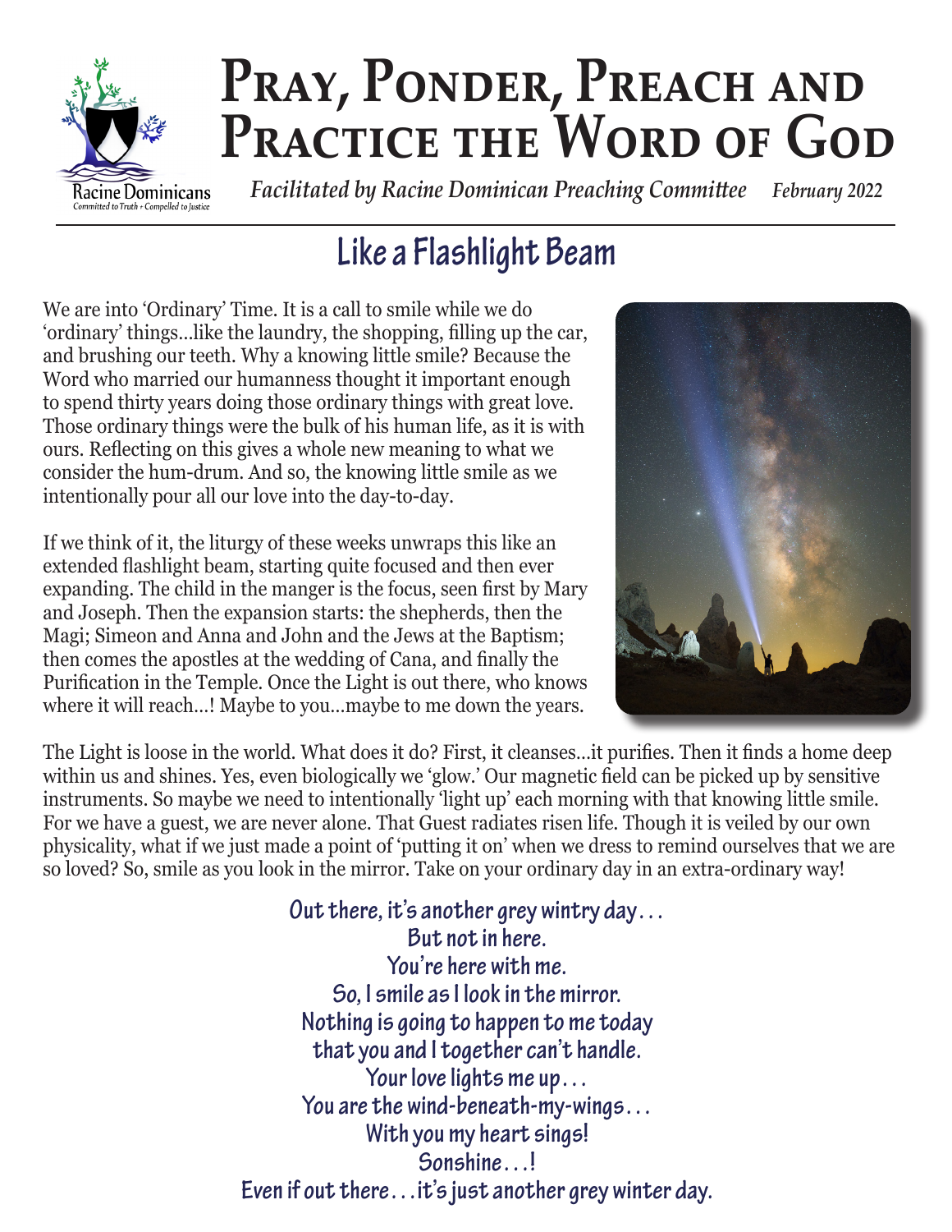# Pray, Ponder, Preach and Practice the Word of God

Racine Dominicans
Committed to Truth • Compelled to Justice

*Facilitated by Racine Dominican Preaching Committee* *February 2022*

## Like a Flashlight Beam

We are into 'Ordinary' Time. It is a call to smile while we do 'ordinary' things...like the laundry, the shopping, filling up the car, and brushing our teeth. Why a knowing little smile? Because the Word who married our humanness thought it important enough to spend thirty years doing those ordinary things with great love. Those ordinary things were the bulk of his human life, as it is with ours. Reflecting on this gives a whole new meaning to what we consider the hum-drum. And so, the knowing little smile as we intentionally pour all our love into the day-to-day.

If we think of it, the liturgy of these weeks unwraps this like an extended flashlight beam, starting quite focused and then ever expanding. The child in the manger is the focus, seen first by Mary and Joseph. Then the expansion starts: the shepherds, then the Magi; Simeon and Anna and John and the Jews at the Baptism; then comes the apostles at the wedding of Cana, and finally the Purification in the Temple. Once the Light is out there, who knows where it will reach...! Maybe to you...maybe to me down the years.

The Light is loose in the world. What does it do? First, it cleanses...it purifies. Then it finds a home deep within us and shines. Yes, even biologically we 'glow.' Our magnetic field can be picked up by sensitive instruments. So maybe we need to intentionally 'light up' each morning with that knowing little smile. For we have a guest, we are never alone. That Guest radiates risen life. Though it is veiled by our own physicality, what if we just made a point of 'putting it on' when we dress to remind ourselves that we are so loved? So, smile as you look in the mirror. Take on your ordinary day in an extra-ordinary way!

**Out there, it's another grey wintry day...**
**But not in here.**
**You're here with me.**
**So, I smile as I look in the mirror.**
**Nothing is going to happen to me today**
**that you and I together can't handle.**
**Your love lights me up...**
**You are the wind-beneath-my-wings...**
**With you my heart sings!**
**Sonshine...!**
**Even if out there...it's just another grey winter day.**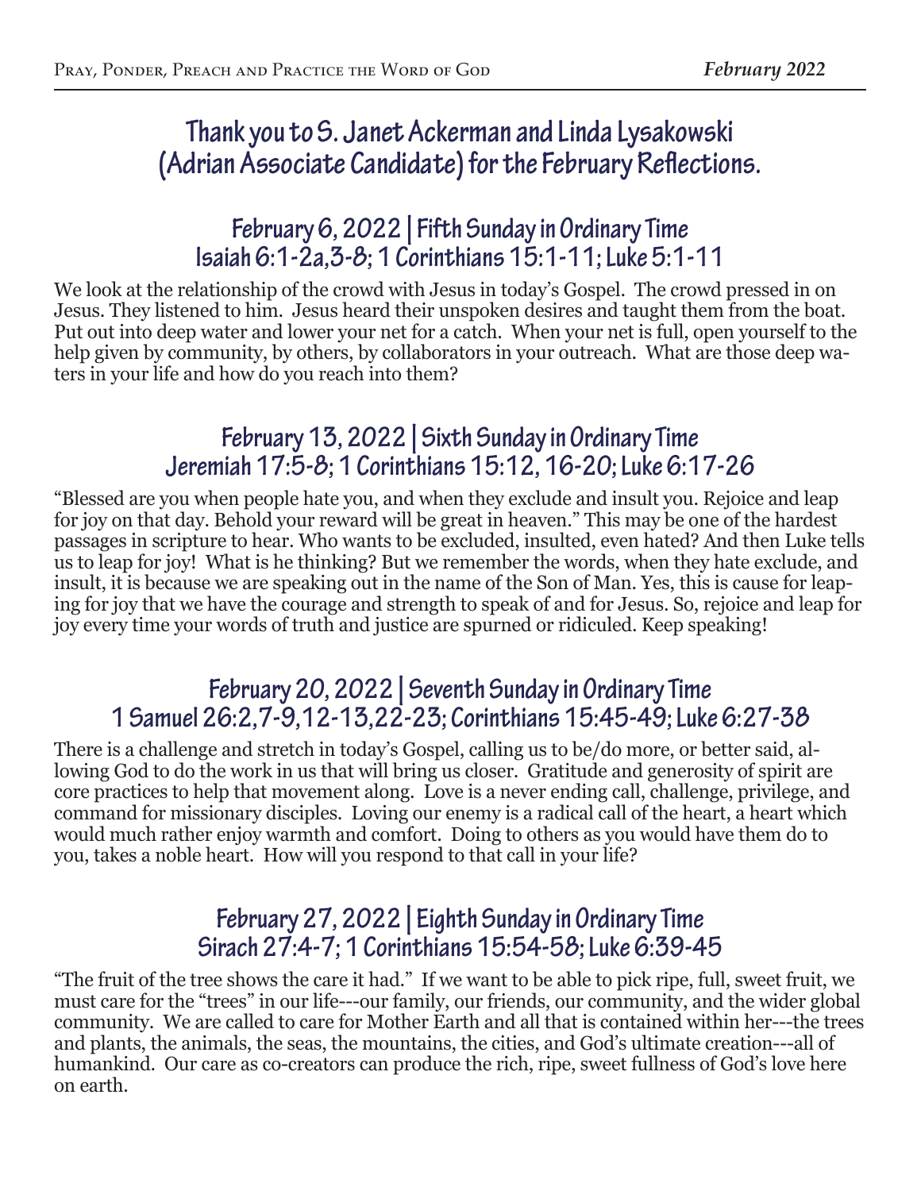# Thank you to S. Janet Ackerman and Linda Lysakowski (Adrian Associate Candidate) for the February Reflections.

## February 6, 2022 | Fifth Sunday in Ordinary Time
## Isaiah 6:1-2a,3-8; 1 Corinthians 15:1-11; Luke 5:1-11

We look at the relationship of the crowd with Jesus in today's Gospel. The crowd pressed in on Jesus. They listened to him. Jesus heard their unspoken desires and taught them from the boat. Put out into deep water and lower your net for a catch. When your net is full, open yourself to the help given by community, by others, by collaborators in your outreach. What are those deep waters in your life and how do you reach into them?

## February 13, 2022 | Sixth Sunday in Ordinary Time
## Jeremiah 17:5-8; 1 Corinthians 15:12, 16-20; Luke 6:17-26

"Blessed are you when people hate you, and when they exclude and insult you. Rejoice and leap for joy on that day. Behold your reward will be great in heaven." This may be one of the hardest passages in scripture to hear. Who wants to be excluded, insulted, even hated? And then Luke tells us to leap for joy! What is he thinking? But we remember the words, when they hate exclude, and insult, it is because we are speaking out in the name of the Son of Man. Yes, this is cause for leaping for joy that we have the courage and strength to speak of and for Jesus. So, rejoice and leap for joy every time your words of truth and justice are spurned or ridiculed. Keep speaking!

## February 20, 2022 | Seventh Sunday in Ordinary Time
## 1 Samuel 26:2,7-9,12-13,22-23; Corinthians 15:45-49; Luke 6:27-38

There is a challenge and stretch in today's Gospel, calling us to be/do more, or better said, allowing God to do the work in us that will bring us closer. Gratitude and generosity of spirit are core practices to help that movement along. Love is a never ending call, challenge, privilege, and command for missionary disciples. Loving our enemy is a radical call of the heart, a heart which would much rather enjoy warmth and comfort. Doing to others as you would have them do to you, takes a noble heart. How will you respond to that call in your life?

## February 27, 2022 | Eighth Sunday in Ordinary Time
## Sirach 27:4-7; 1 Corinthians 15:54-58; Luke 6:39-45

"The fruit of the tree shows the care it had." If we want to be able to pick ripe, full, sweet fruit, we must care for the "trees" in our life---our family, our friends, our community, and the wider global community. We are called to care for Mother Earth and all that is contained within her---the trees and plants, the animals, the seas, the mountains, the cities, and God's ultimate creation---all of humankind. Our care as co-creators can produce the rich, ripe, sweet fullness of God's love here on earth.